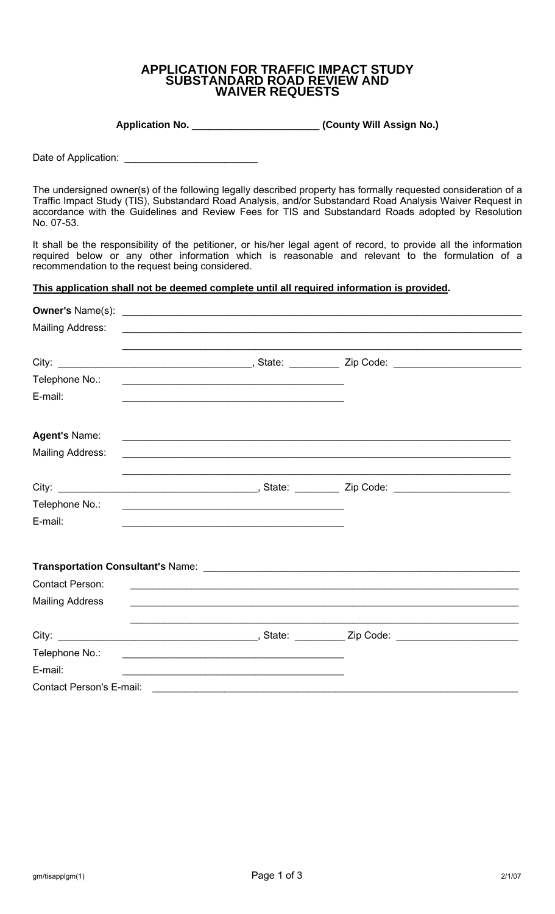# APPLICATION FOR TRAFFIC IMPACT STUDY SUBSTANDARD ROAD REVIEW AND WAIVER REQUESTS

**Application No. ______________________ (County Will Assign No.)**

Date of Application: ________________________

The undersigned owner(s) of the following legally described property has formally requested consideration of a Traffic Impact Study (TIS), Substandard Road Analysis, and/or Substandard Road Analysis Waiver Request in accordance with the Guidelines and Review Fees for TIS and Substandard Roads adopted by Resolution No. 07-53.

It shall be the responsibility of the petitioner, or his/her legal agent of record, to provide all the information required below or any other information which is reasonable and relevant to the formulation of a recommendation to the request being considered.

**<u>This application shall not be deemed complete until all required information is provided</u>.**

**Owner's** Name(s): ______________________________________________________________________

Mailing Address: ______________________________________________________________________

______________________________________________________________________

City: ___________________________________, State: _________ Zip Code: ______________________

Telephone No.: ________________________________________

E-mail: ________________________________________

**Agent's** Name: ______________________________________________________________________

Mailing Address: ______________________________________________________________________

______________________________________________________________________

City: ___________________________________, State: ________ Zip Code: ____________________

Telephone No.: ________________________________________

E-mail: ________________________________________

**Transportation Consultant's** Name: ________________________________________________________

Contact Person: ______________________________________________________________________

Mailing Address ______________________________________________________________________

______________________________________________________________________

City: ___________________________________, State: _________ Zip Code: _____________________

Telephone No.: ________________________________________

E-mail: ________________________________________

Contact Person's E-mail: ______________________________________________________________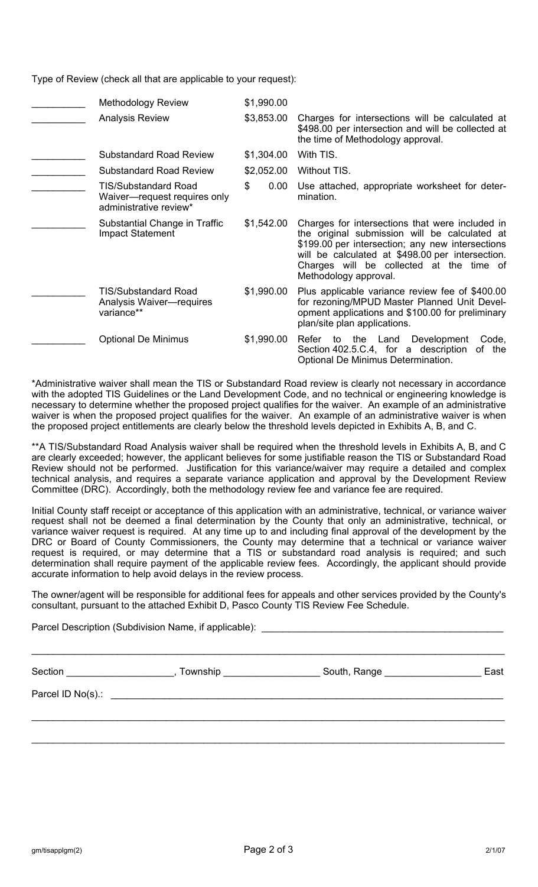Type of Review (check all that are applicable to your request):

| | Type of Review | Fee | Notes |
|---|---|---|---|
| __________ | Methodology Review | $1,990.00 | |
| __________ | Analysis Review | $3,853.00 | Charges for intersections will be calculated at $498.00 per intersection and will be collected at the time of Methodology approval. |
| __________ | Substandard Road Review | $1,304.00 | With TIS. |
| __________ | Substandard Road Review | $2,052.00 | Without TIS. |
| __________ | TIS/Substandard Road Waiver—request requires only administrative review* | $ 0.00 | Use attached, appropriate worksheet for determination. |
| __________ | Substantial Change in Traffic Impact Statement | $1,542.00 | Charges for intersections that were included in the original submission will be calculated at $199.00 per intersection; any new intersections will be calculated at $498.00 per intersection. Charges will be collected at the time of Methodology approval. |
| __________ | TIS/Substandard Road Analysis Waiver—requires variance** | $1,990.00 | Plus applicable variance review fee of $400.00 for rezoning/MPUD Master Planned Unit Development applications and $100.00 for preliminary plan/site plan applications. |
| __________ | Optional De Minimus | $1,990.00 | Refer to the Land Development Code, Section 402.5.C.4, for a description of the Optional De Minimus Determination. |

*Administrative waiver shall mean the TIS or Substandard Road review is clearly not necessary in accordance with the adopted TIS Guidelines or the Land Development Code, and no technical or engineering knowledge is necessary to determine whether the proposed project qualifies for the waiver. An example of an administrative waiver is when the proposed project qualifies for the waiver. An example of an administrative waiver is when the proposed project entitlements are clearly below the threshold levels depicted in Exhibits A, B, and C.

**A TIS/Substandard Road Analysis waiver shall be required when the threshold levels in Exhibits A, B, and C are clearly exceeded; however, the applicant believes for some justifiable reason the TIS or Substandard Road Review should not be performed. Justification for this variance/waiver may require a detailed and complex technical analysis, and requires a separate variance application and approval by the Development Review Committee (DRC). Accordingly, both the methodology review fee and variance fee are required.

Initial County staff receipt or acceptance of this application with an administrative, technical, or variance waiver request shall not be deemed a final determination by the County that only an administrative, technical, or variance waiver request is required. At any time up to and including final approval of the development by the DRC or Board of County Commissioners, the County may determine that a technical or variance waiver request is required, or may determine that a TIS or substandard road analysis is required; and such determination shall require payment of the applicable review fees. Accordingly, the applicant should provide accurate information to help avoid delays in the review process.

The owner/agent will be responsible for additional fees for appeals and other services provided by the County's consultant, pursuant to the attached Exhibit D, Pasco County TIS Review Fee Schedule.

Parcel Description (Subdivision Name, if applicable): ______________________________________________

_____________________________________________________________________________________

Section ___________________, Township _________________ South, Range _________________ East

Parcel ID No(s).: ___________________________________________________________________________

_____________________________________________________________________________________

_____________________________________________________________________________________

gm/tisapplgm(2) 2/1/07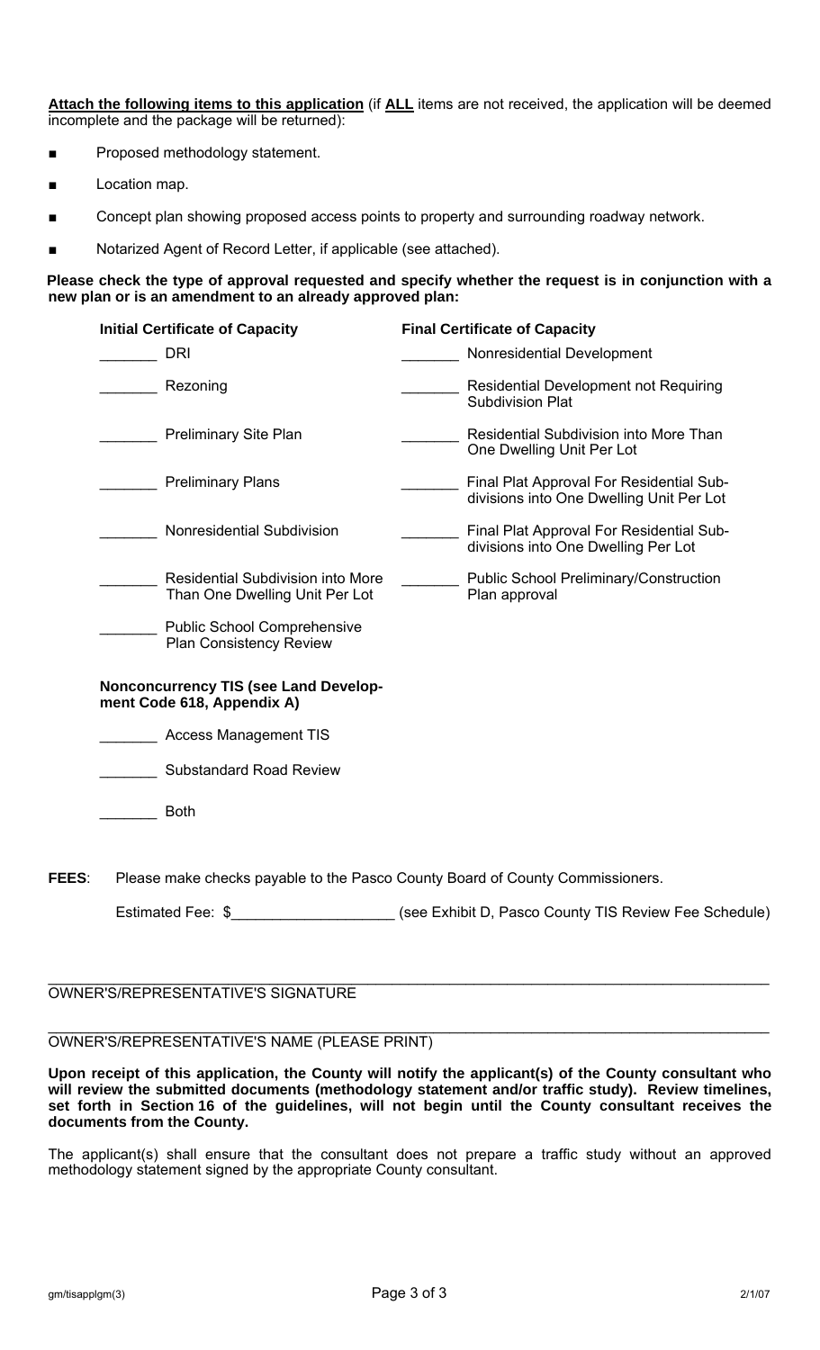**<u>Attach the following items to this application</u>** (if **<u>ALL</u>** items are not received, the application will be deemed incomplete and the package will be returned):

- Proposed methodology statement.
- Location map.
- Concept plan showing proposed access points to property and surrounding roadway network.
- Notarized Agent of Record Letter, if applicable (see attached).

**Please check the type of approval requested and specify whether the request is in conjunction with a new plan or is an amendment to an already approved plan:**

| **Initial Certificate of Capacity** | **Final Certificate of Capacity** |
|---|---|
| _______ DRI | _______ Nonresidential Development |
| _______ Rezoning | _______ Residential Development not Requiring Subdivision Plat |
| _______ Preliminary Site Plan | _______ Residential Subdivision into More Than One Dwelling Unit Per Lot |
| _______ Preliminary Plans | _______ Final Plat Approval For Residential Subdivisions into One Dwelling Unit Per Lot |
| _______ Nonresidential Subdivision | _______ Final Plat Approval For Residential Subdivisions into One Dwelling Per Lot |
| _______ Residential Subdivision into More Than One Dwelling Unit Per Lot | _______ Public School Preliminary/Construction Plan approval |
| _______ Public School Comprehensive Plan Consistency Review | |

**Nonconcurrency TIS (see Land Development Code 618, Appendix A)**

_______ Access Management TIS

_______ Substandard Road Review

_______ Both

**FEES**: Please make checks payable to the Pasco County Board of County Commissioners.

Estimated Fee: $___________________ (see Exhibit D, Pasco County TIS Review Fee Schedule)

___________________________________________________________

OWNER'S/REPRESENTATIVE'S SIGNATURE

___________________________________________________________

OWNER'S/REPRESENTATIVE'S NAME (PLEASE PRINT)

**Upon receipt of this application, the County will notify the applicant(s) of the County consultant who will review the submitted documents (methodology statement and/or traffic study). Review timelines, set forth in Section 16 of the guidelines, will not begin until the County consultant receives the documents from the County.**

The applicant(s) shall ensure that the consultant does not prepare a traffic study without an approved methodology statement signed by the appropriate County consultant.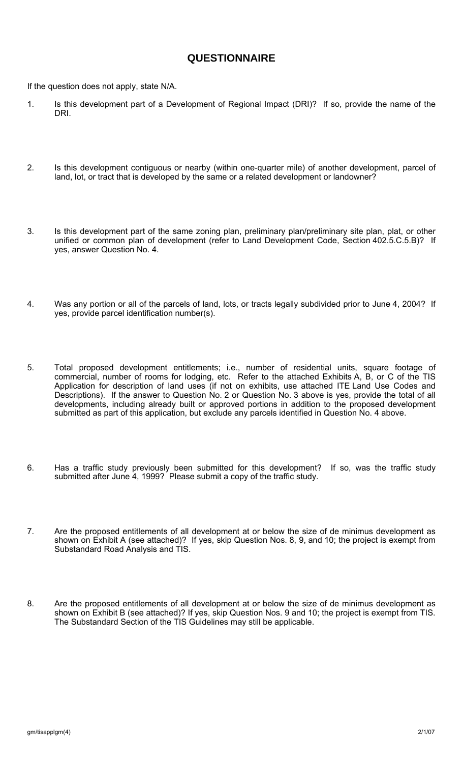# QUESTIONNAIRE

If the question does not apply, state N/A.

1. Is this development part of a Development of Regional Impact (DRI)? If so, provide the name of the DRI.

2. Is this development contiguous or nearby (within one-quarter mile) of another development, parcel of land, lot, or tract that is developed by the same or a related development or landowner?

3. Is this development part of the same zoning plan, preliminary plan/preliminary site plan, plat, or other unified or common plan of development (refer to Land Development Code, Section 402.5.C.5.B)? If yes, answer Question No. 4.

4. Was any portion or all of the parcels of land, lots, or tracts legally subdivided prior to June 4, 2004? If yes, provide parcel identification number(s).

5. Total proposed development entitlements; i.e., number of residential units, square footage of commercial, number of rooms for lodging, etc. Refer to the attached Exhibits A, B, or C of the TIS Application for description of land uses (if not on exhibits, use attached ITE Land Use Codes and Descriptions). If the answer to Question No. 2 or Question No. 3 above is yes, provide the total of all developments, including already built or approved portions in addition to the proposed development submitted as part of this application, but exclude any parcels identified in Question No. 4 above.

6. Has a traffic study previously been submitted for this development? If so, was the traffic study submitted after June 4, 1999? Please submit a copy of the traffic study.

7. Are the proposed entitlements of all development at or below the size of de minimus development as shown on Exhibit A (see attached)? If yes, skip Question Nos. 8, 9, and 10; the project is exempt from Substandard Road Analysis and TIS.

8. Are the proposed entitlements of all development at or below the size of de minimus development as shown on Exhibit B (see attached)? If yes, skip Question Nos. 9 and 10; the project is exempt from TIS. The Substandard Section of the TIS Guidelines may still be applicable.

gm/tisapplgm(4) 2/1/07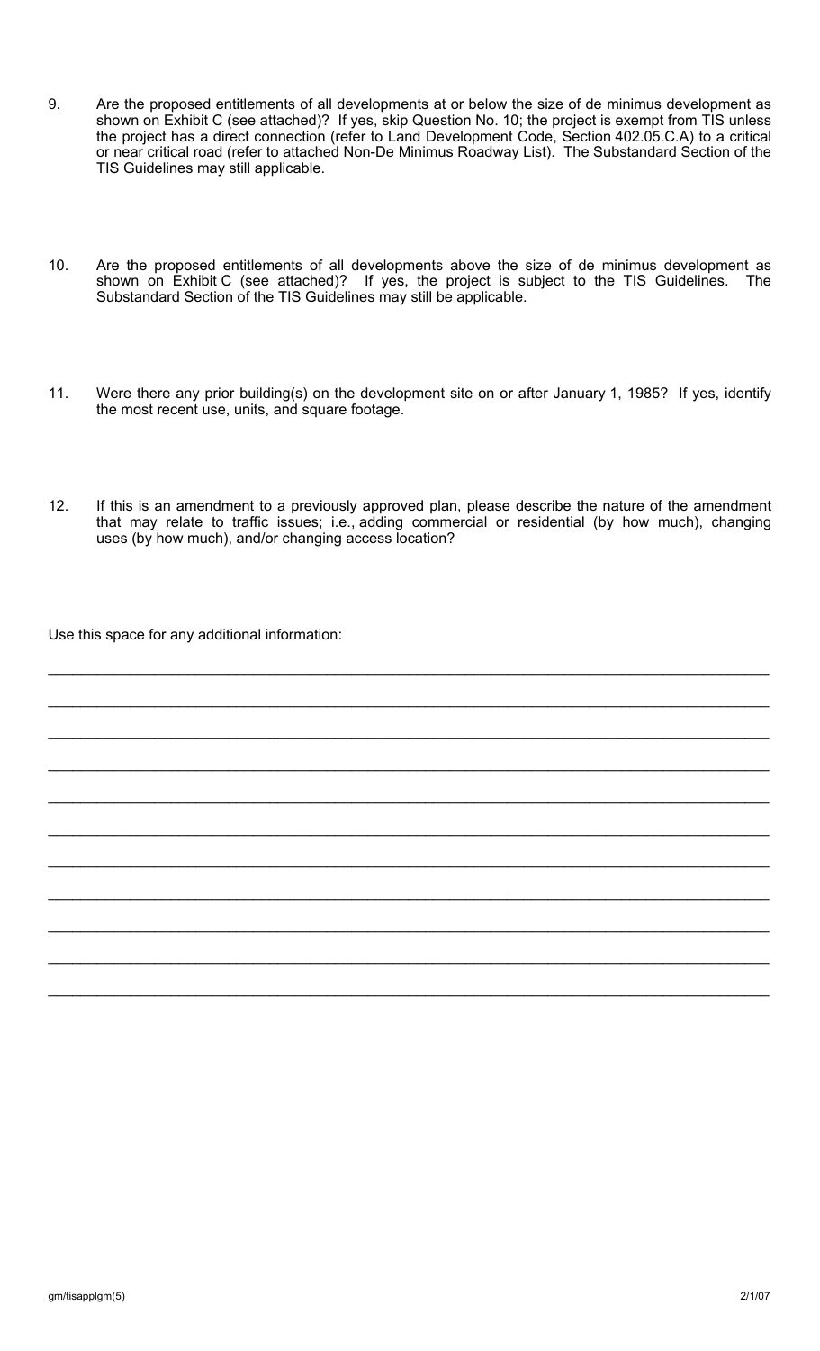9. Are the proposed entitlements of all developments at or below the size of de minimus development as shown on Exhibit C (see attached)? If yes, skip Question No. 10; the project is exempt from TIS unless the project has a direct connection (refer to Land Development Code, Section 402.05.C.A) to a critical or near critical road (refer to attached Non-De Minimus Roadway List). The Substandard Section of the TIS Guidelines may still applicable.

10. Are the proposed entitlements of all developments above the size of de minimus development as shown on Exhibit C (see attached)? If yes, the project is subject to the TIS Guidelines. The Substandard Section of the TIS Guidelines may still be applicable.

11. Were there any prior building(s) on the development site on or after January 1, 1985? If yes, identify the most recent use, units, and square footage.

12. If this is an amendment to a previously approved plan, please describe the nature of the amendment that may relate to traffic issues; i.e., adding commercial or residential (by how much), changing uses (by how much), and/or changing access location?

Use this space for any additional information:

______________________________________________________________________________

______________________________________________________________________________

______________________________________________________________________________

______________________________________________________________________________

______________________________________________________________________________

______________________________________________________________________________

______________________________________________________________________________

______________________________________________________________________________

______________________________________________________________________________

______________________________________________________________________________

______________________________________________________________________________

gm/tisapplgm(5) 2/1/07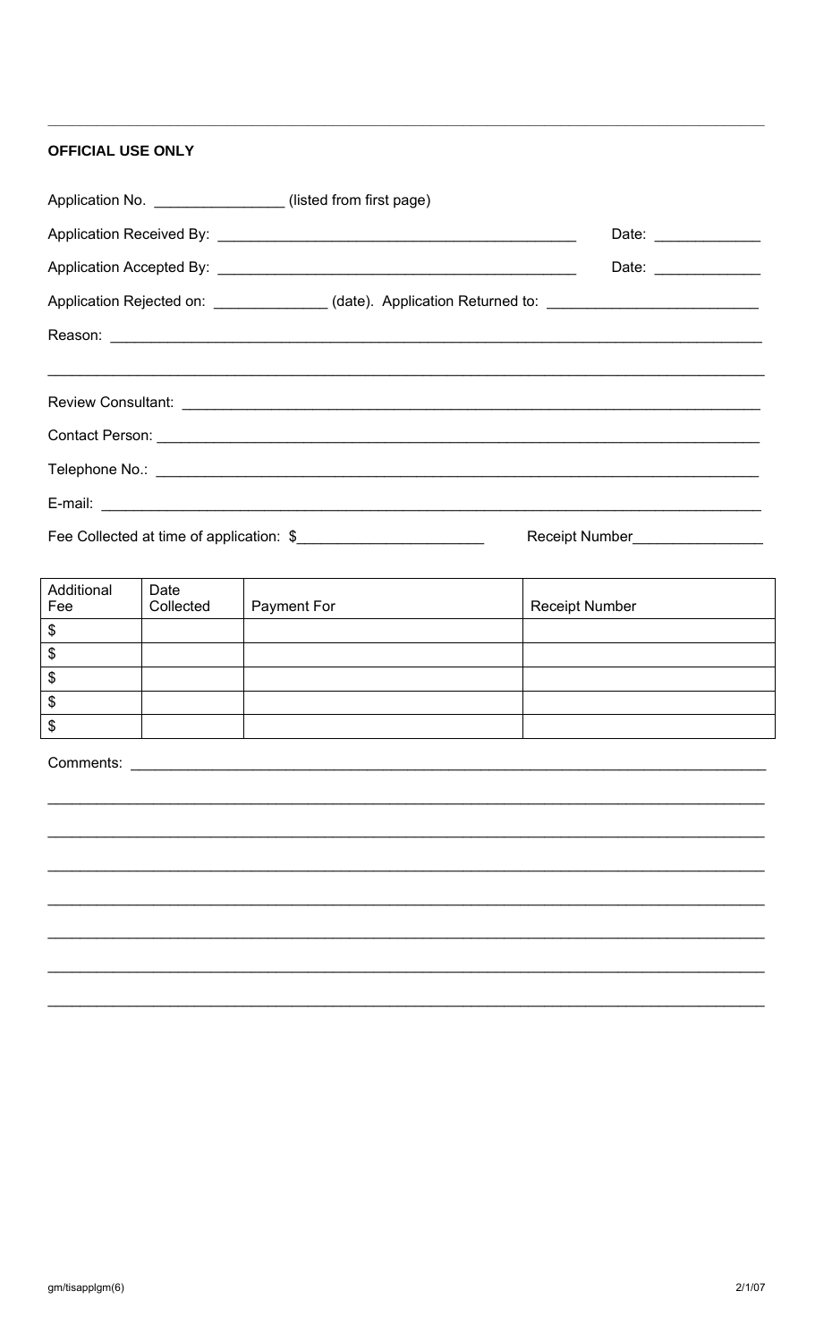**OFFICIAL USE ONLY**

Application No. ________________ (listed from first page)

Application Received By: ____________________________________________ Date: _____________

Application Accepted By: ____________________________________________ Date: _____________

Application Rejected on: ______________ (date). Application Returned to: _________________________

Reason: ________________________________________________________________________________

________________________________________________________________________________________

Review Consultant: ________________________________________________________________________

Contact Person: __________________________________________________________________________

Telephone No.: __________________________________________________________________________

E-mail: ________________________________________________________________________________

Fee Collected at time of application: $______________________ Receipt Number________________

| Additional Fee | Date Collected | Payment For | Receipt Number |
|---|---|---|---|
| $ | | | |
| $ | | | |
| $ | | | |
| $ | | | |
| $ | | | |

Comments: ______________________________________________________________________________

________________________________________________________________________________________

________________________________________________________________________________________

________________________________________________________________________________________

________________________________________________________________________________________

________________________________________________________________________________________

________________________________________________________________________________________

________________________________________________________________________________________

gm/tisapplgm(6) 2/1/07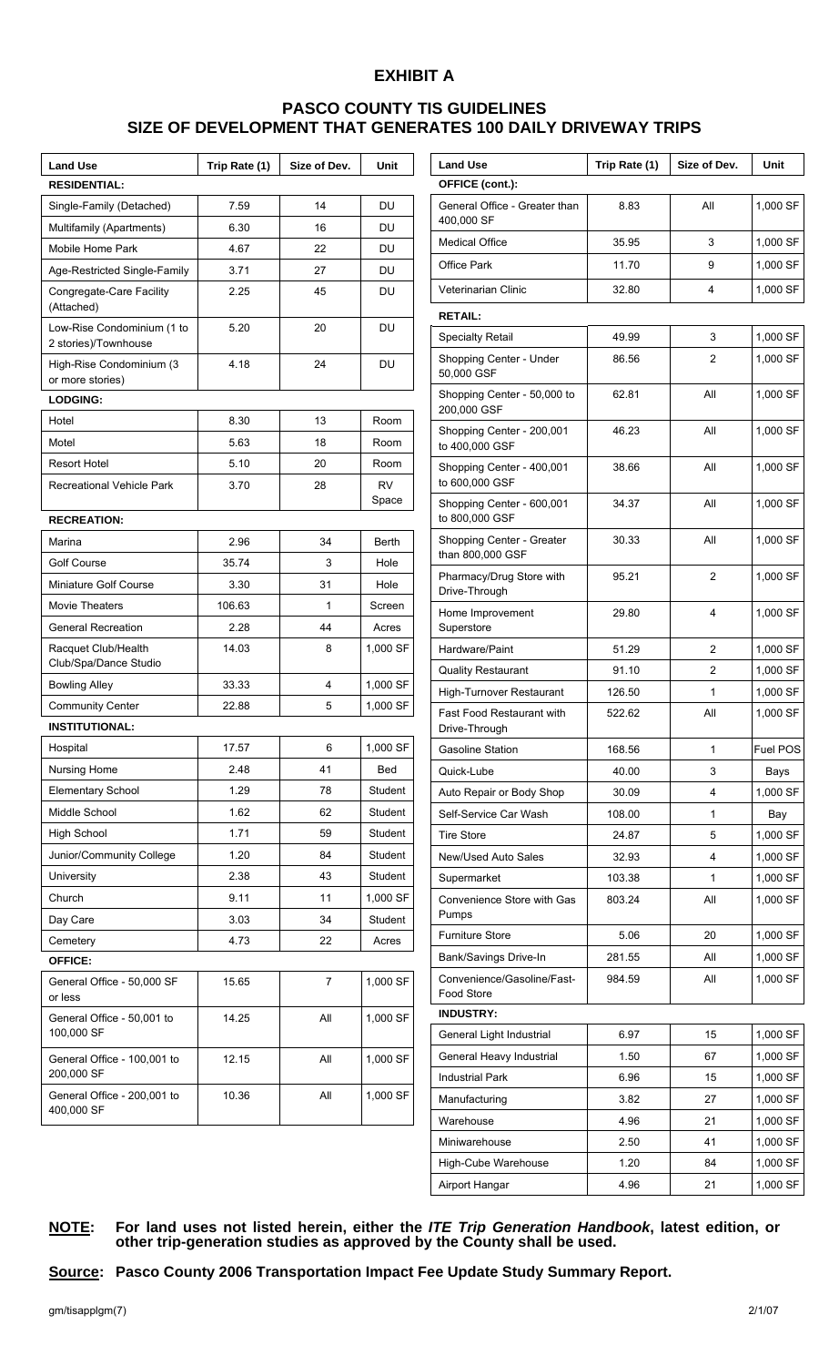# EXHIBIT A

## PASCO COUNTY TIS GUIDELINES
## SIZE OF DEVELOPMENT THAT GENERATES 100 DAILY DRIVEWAY TRIPS

| Land Use | Trip Rate (1) | Size of Dev. | Unit |
|---|---|---|---|
| **RESIDENTIAL:** | | | |
| Single-Family (Detached) | 7.59 | 14 | DU |
| Multifamily (Apartments) | 6.30 | 16 | DU |
| Mobile Home Park | 4.67 | 22 | DU |
| Age-Restricted Single-Family | 3.71 | 27 | DU |
| Congregate-Care Facility (Attached) | 2.25 | 45 | DU |
| Low-Rise Condominium (1 to 2 stories)/Townhouse | 5.20 | 20 | DU |
| High-Rise Condominium (3 or more stories) | 4.18 | 24 | DU |
| **LODGING:** | | | |
| Hotel | 8.30 | 13 | Room |
| Motel | 5.63 | 18 | Room |
| Resort Hotel | 5.10 | 20 | Room |
| Recreational Vehicle Park | 3.70 | 28 | RV Space |
| **RECREATION:** | | | |
| Marina | 2.96 | 34 | Berth |
| Golf Course | 35.74 | 3 | Hole |
| Miniature Golf Course | 3.30 | 31 | Hole |
| Movie Theaters | 106.63 | 1 | Screen |
| General Recreation | 2.28 | 44 | Acres |
| Racquet Club/Health Club/Spa/Dance Studio | 14.03 | 8 | 1,000 SF |
| Bowling Alley | 33.33 | 4 | 1,000 SF |
| Community Center | 22.88 | 5 | 1,000 SF |
| **INSTITUTIONAL:** | | | |
| Hospital | 17.57 | 6 | 1,000 SF |
| Nursing Home | 2.48 | 41 | Bed |
| Elementary School | 1.29 | 78 | Student |
| Middle School | 1.62 | 62 | Student |
| High School | 1.71 | 59 | Student |
| Junior/Community College | 1.20 | 84 | Student |
| University | 2.38 | 43 | Student |
| Church | 9.11 | 11 | 1,000 SF |
| Day Care | 3.03 | 34 | Student |
| Cemetery | 4.73 | 22 | Acres |
| **OFFICE:** | | | |
| General Office - 50,000 SF or less | 15.65 | 7 | 1,000 SF |
| General Office - 50,001 to 100,000 SF | 14.25 | All | 1,000 SF |
| General Office - 100,001 to 200,000 SF | 12.15 | All | 1,000 SF |
| General Office - 200,001 to 400,000 SF | 10.36 | All | 1,000 SF |

| Land Use | Trip Rate (1) | Size of Dev. | Unit |
|---|---|---|---|
| **OFFICE (cont.):** | | | |
| General Office - Greater than 400,000 SF | 8.83 | All | 1,000 SF |
| Medical Office | 35.95 | 3 | 1,000 SF |
| Office Park | 11.70 | 9 | 1,000 SF |
| Veterinarian Clinic | 32.80 | 4 | 1,000 SF |
| **RETAIL:** | | | |
| Specialty Retail | 49.99 | 3 | 1,000 SF |
| Shopping Center - Under 50,000 GSF | 86.56 | 2 | 1,000 SF |
| Shopping Center - 50,000 to 200,000 GSF | 62.81 | All | 1,000 SF |
| Shopping Center - 200,001 to 400,000 GSF | 46.23 | All | 1,000 SF |
| Shopping Center - 400,001 to 600,000 GSF | 38.66 | All | 1,000 SF |
| Shopping Center - 600,001 to 800,000 GSF | 34.37 | All | 1,000 SF |
| Shopping Center - Greater than 800,000 GSF | 30.33 | All | 1,000 SF |
| Pharmacy/Drug Store with Drive-Through | 95.21 | 2 | 1,000 SF |
| Home Improvement Superstore | 29.80 | 4 | 1,000 SF |
| Hardware/Paint | 51.29 | 2 | 1,000 SF |
| Quality Restaurant | 91.10 | 2 | 1,000 SF |
| High-Turnover Restaurant | 126.50 | 1 | 1,000 SF |
| Fast Food Restaurant with Drive-Through | 522.62 | All | 1,000 SF |
| Gasoline Station | 168.56 | 1 | Fuel POS |
| Quick-Lube | 40.00 | 3 | Bays |
| Auto Repair or Body Shop | 30.09 | 4 | 1,000 SF |
| Self-Service Car Wash | 108.00 | 1 | Bay |
| Tire Store | 24.87 | 5 | 1,000 SF |
| New/Used Auto Sales | 32.93 | 4 | 1,000 SF |
| Supermarket | 103.38 | 1 | 1,000 SF |
| Convenience Store with Gas Pumps | 803.24 | All | 1,000 SF |
| Furniture Store | 5.06 | 20 | 1,000 SF |
| Bank/Savings Drive-In | 281.55 | All | 1,000 SF |
| Convenience/Gasoline/Fast-Food Store | 984.59 | All | 1,000 SF |
| **INDUSTRY:** | | | |
| General Light Industrial | 6.97 | 15 | 1,000 SF |
| General Heavy Industrial | 1.50 | 67 | 1,000 SF |
| Industrial Park | 6.96 | 15 | 1,000 SF |
| Manufacturing | 3.82 | 27 | 1,000 SF |
| Warehouse | 4.96 | 21 | 1,000 SF |
| Miniwarehouse | 2.50 | 41 | 1,000 SF |
| High-Cube Warehouse | 1.20 | 84 | 1,000 SF |
| Airport Hangar | 4.96 | 21 | 1,000 SF |

**NOTE: For land uses not listed herein, either the *ITE Trip Generation Handbook*, latest edition, or other trip-generation studies as approved by the County shall be used.**

**Source: Pasco County 2006 Transportation Impact Fee Update Study Summary Report.**

gm/tisapplgm(7) 2/1/07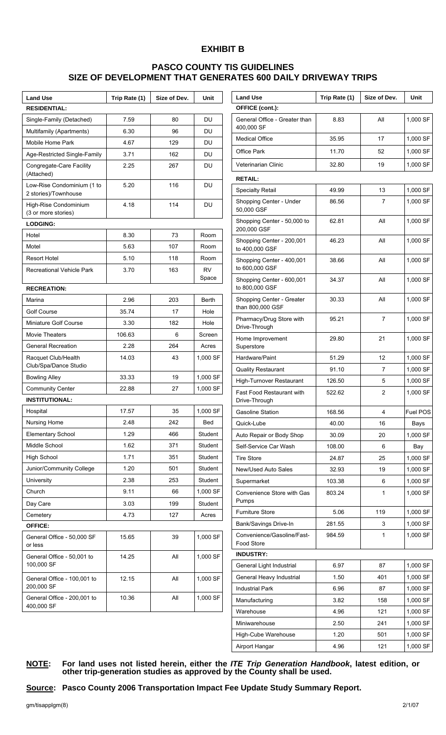# EXHIBIT B

## PASCO COUNTY TIS GUIDELINES
## SIZE OF DEVELOPMENT THAT GENERATES 600 DAILY DRIVEWAY TRIPS

| Land Use | Trip Rate (1) | Size of Dev. | Unit |
|---|---|---|---|
| **RESIDENTIAL:** | | | |
| Single-Family (Detached) | 7.59 | 80 | DU |
| Multifamily (Apartments) | 6.30 | 96 | DU |
| Mobile Home Park | 4.67 | 129 | DU |
| Age-Restricted Single-Family | 3.71 | 162 | DU |
| Congregate-Care Facility (Attached) | 2.25 | 267 | DU |
| Low-Rise Condominium (1 to 2 stories)/Townhouse | 5.20 | 116 | DU |
| High-Rise Condominium (3 or more stories) | 4.18 | 114 | DU |
| **LODGING:** | | | |
| Hotel | 8.30 | 73 | Room |
| Motel | 5.63 | 107 | Room |
| Resort Hotel | 5.10 | 118 | Room |
| Recreational Vehicle Park | 3.70 | 163 | RV Space |
| **RECREATION:** | | | |
| Marina | 2.96 | 203 | Berth |
| Golf Course | 35.74 | 17 | Hole |
| Miniature Golf Course | 3.30 | 182 | Hole |
| Movie Theaters | 106.63 | 6 | Screen |
| General Recreation | 2.28 | 264 | Acres |
| Racquet Club/Health Club/Spa/Dance Studio | 14.03 | 43 | 1,000 SF |
| Bowling Alley | 33.33 | 19 | 1,000 SF |
| Community Center | 22.88 | 27 | 1,000 SF |
| **INSTITUTIONAL:** | | | |
| Hospital | 17.57 | 35 | 1,000 SF |
| Nursing Home | 2.48 | 242 | Bed |
| Elementary School | 1.29 | 466 | Student |
| Middle School | 1.62 | 371 | Student |
| High School | 1.71 | 351 | Student |
| Junior/Community College | 1.20 | 501 | Student |
| University | 2.38 | 253 | Student |
| Church | 9.11 | 66 | 1,000 SF |
| Day Care | 3.03 | 199 | Student |
| Cemetery | 4.73 | 127 | Acres |
| **OFFICE:** | | | |
| General Office - 50,000 SF or less | 15.65 | 39 | 1,000 SF |
| General Office - 50,001 to 100,000 SF | 14.25 | All | 1,000 SF |
| General Office - 100,001 to 200,000 SF | 12.15 | All | 1,000 SF |
| General Office - 200,001 to 400,000 SF | 10.36 | All | 1,000 SF |
| **OFFICE (cont.):** | | | |
| General Office - Greater than 400,000 SF | 8.83 | All | 1,000 SF |
| Medical Office | 35.95 | 17 | 1,000 SF |
| Office Park | 11.70 | 52 | 1,000 SF |
| Veterinarian Clinic | 32.80 | 19 | 1,000 SF |
| **RETAIL:** | | | |
| Specialty Retail | 49.99 | 13 | 1,000 SF |
| Shopping Center - Under 50,000 GSF | 86.56 | 7 | 1,000 SF |
| Shopping Center - 50,000 to 200,000 GSF | 62.81 | All | 1,000 SF |
| Shopping Center - 200,001 to 400,000 GSF | 46.23 | All | 1,000 SF |
| Shopping Center - 400,001 to 600,000 GSF | 38.66 | All | 1,000 SF |
| Shopping Center - 600,001 to 800,000 GSF | 34.37 | All | 1,000 SF |
| Shopping Center - Greater than 800,000 GSF | 30.33 | All | 1,000 SF |
| Pharmacy/Drug Store with Drive-Through | 95.21 | 7 | 1,000 SF |
| Home Improvement Superstore | 29.80 | 21 | 1,000 SF |
| Hardware/Paint | 51.29 | 12 | 1,000 SF |
| Quality Restaurant | 91.10 | 7 | 1,000 SF |
| High-Turnover Restaurant | 126.50 | 5 | 1,000 SF |
| Fast Food Restaurant with Drive-Through | 522.62 | 2 | 1,000 SF |
| Gasoline Station | 168.56 | 4 | Fuel POS |
| Quick-Lube | 40.00 | 16 | Bays |
| Auto Repair or Body Shop | 30.09 | 20 | 1,000 SF |
| Self-Service Car Wash | 108.00 | 6 | Bay |
| Tire Store | 24.87 | 25 | 1,000 SF |
| New/Used Auto Sales | 32.93 | 19 | 1,000 SF |
| Supermarket | 103.38 | 6 | 1,000 SF |
| Convenience Store with Gas Pumps | 803.24 | 1 | 1,000 SF |
| Furniture Store | 5.06 | 119 | 1,000 SF |
| Bank/Savings Drive-In | 281.55 | 3 | 1,000 SF |
| Convenience/Gasoline/Fast-Food Store | 984.59 | 1 | 1,000 SF |
| **INDUSTRY:** | | | |
| General Light Industrial | 6.97 | 87 | 1,000 SF |
| General Heavy Industrial | 1.50 | 401 | 1,000 SF |
| Industrial Park | 6.96 | 87 | 1,000 SF |
| Manufacturing | 3.82 | 158 | 1,000 SF |
| Warehouse | 4.96 | 121 | 1,000 SF |
| Miniwarehouse | 2.50 | 241 | 1,000 SF |
| High-Cube Warehouse | 1.20 | 501 | 1,000 SF |
| Airport Hangar | 4.96 | 121 | 1,000 SF |

**NOTE: For land uses not listed herein, either the *ITE Trip Generation Handbook*, latest edition, or other trip-generation studies as approved by the County shall be used.**

**Source: Pasco County 2006 Transportation Impact Fee Update Study Summary Report.**

gm/tisapplgm(8) 2/1/07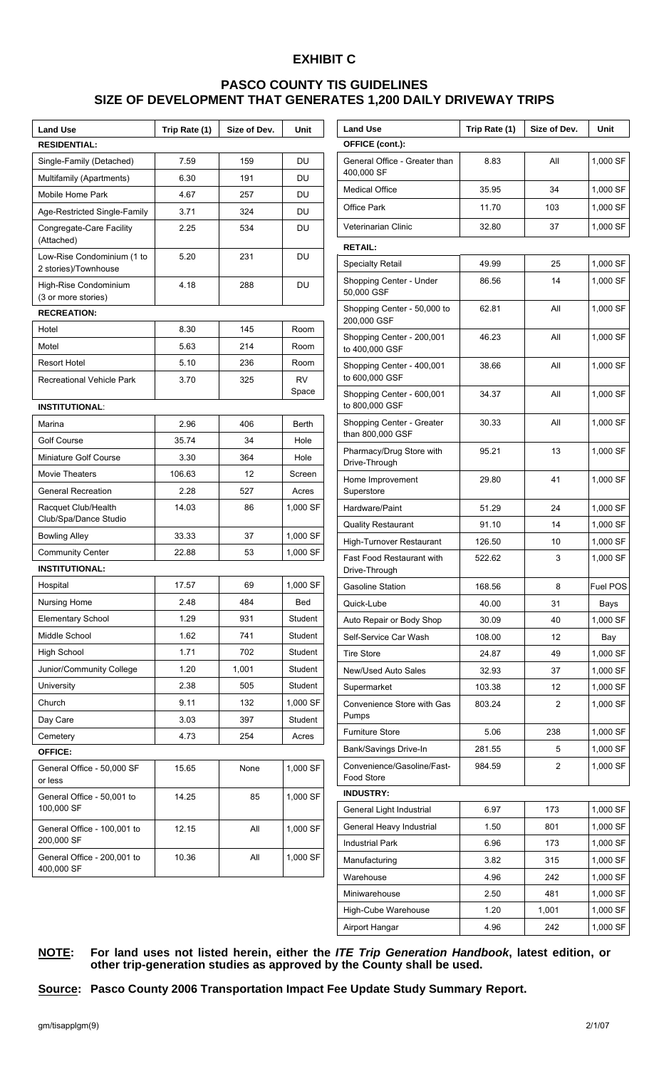# EXHIBIT C

## PASCO COUNTY TIS GUIDELINES
## SIZE OF DEVELOPMENT THAT GENERATES 1,200 DAILY DRIVEWAY TRIPS

| Land Use | Trip Rate (1) | Size of Dev. | Unit |
|---|---|---|---|
| **RESIDENTIAL:** | | | |
| Single-Family (Detached) | 7.59 | 159 | DU |
| Multifamily (Apartments) | 6.30 | 191 | DU |
| Mobile Home Park | 4.67 | 257 | DU |
| Age-Restricted Single-Family | 3.71 | 324 | DU |
| Congregate-Care Facility (Attached) | 2.25 | 534 | DU |
| Low-Rise Condominium (1 to 2 stories)/Townhouse | 5.20 | 231 | DU |
| High-Rise Condominium (3 or more stories) | 4.18 | 288 | DU |
| **RECREATION:** | | | |
| Hotel | 8.30 | 145 | Room |
| Motel | 5.63 | 214 | Room |
| Resort Hotel | 5.10 | 236 | Room |
| Recreational Vehicle Park | 3.70 | 325 | RV Space |
| **INSTITUTIONAL**: | | | |
| Marina | 2.96 | 406 | Berth |
| Golf Course | 35.74 | 34 | Hole |
| Miniature Golf Course | 3.30 | 364 | Hole |
| Movie Theaters | 106.63 | 12 | Screen |
| General Recreation | 2.28 | 527 | Acres |
| Racquet Club/Health Club/Spa/Dance Studio | 14.03 | 86 | 1,000 SF |
| Bowling Alley | 33.33 | 37 | 1,000 SF |
| Community Center | 22.88 | 53 | 1,000 SF |
| **INSTITUTIONAL:** | | | |
| Hospital | 17.57 | 69 | 1,000 SF |
| Nursing Home | 2.48 | 484 | Bed |
| Elementary School | 1.29 | 931 | Student |
| Middle School | 1.62 | 741 | Student |
| High School | 1.71 | 702 | Student |
| Junior/Community College | 1.20 | 1,001 | Student |
| University | 2.38 | 505 | Student |
| Church | 9.11 | 132 | 1,000 SF |
| Day Care | 3.03 | 397 | Student |
| Cemetery | 4.73 | 254 | Acres |
| **OFFICE:** | | | |
| General Office - 50,000 SF or less | 15.65 | None | 1,000 SF |
| General Office - 50,001 to 100,000 SF | 14.25 | 85 | 1,000 SF |
| General Office - 100,001 to 200,000 SF | 12.15 | All | 1,000 SF |
| General Office - 200,001 to 400,000 SF | 10.36 | All | 1,000 SF |
| **OFFICE (cont.):** | | | |
| General Office - Greater than 400,000 SF | 8.83 | All | 1,000 SF |
| Medical Office | 35.95 | 34 | 1,000 SF |
| Office Park | 11.70 | 103 | 1,000 SF |
| Veterinarian Clinic | 32.80 | 37 | 1,000 SF |
| **RETAIL:** | | | |
| Specialty Retail | 49.99 | 25 | 1,000 SF |
| Shopping Center - Under 50,000 GSF | 86.56 | 14 | 1,000 SF |
| Shopping Center - 50,000 to 200,000 GSF | 62.81 | All | 1,000 SF |
| Shopping Center - 200,001 to 400,000 GSF | 46.23 | All | 1,000 SF |
| Shopping Center - 400,001 to 600,000 GSF | 38.66 | All | 1,000 SF |
| Shopping Center - 600,001 to 800,000 GSF | 34.37 | All | 1,000 SF |
| Shopping Center - Greater than 800,000 GSF | 30.33 | All | 1,000 SF |
| Pharmacy/Drug Store with Drive-Through | 95.21 | 13 | 1,000 SF |
| Home Improvement Superstore | 29.80 | 41 | 1,000 SF |
| Hardware/Paint | 51.29 | 24 | 1,000 SF |
| Quality Restaurant | 91.10 | 14 | 1,000 SF |
| High-Turnover Restaurant | 126.50 | 10 | 1,000 SF |
| Fast Food Restaurant with Drive-Through | 522.62 | 3 | 1,000 SF |
| Gasoline Station | 168.56 | 8 | Fuel POS |
| Quick-Lube | 40.00 | 31 | Bays |
| Auto Repair or Body Shop | 30.09 | 40 | 1,000 SF |
| Self-Service Car Wash | 108.00 | 12 | Bay |
| Tire Store | 24.87 | 49 | 1,000 SF |
| New/Used Auto Sales | 32.93 | 37 | 1,000 SF |
| Supermarket | 103.38 | 12 | 1,000 SF |
| Convenience Store with Gas Pumps | 803.24 | 2 | 1,000 SF |
| Furniture Store | 5.06 | 238 | 1,000 SF |
| Bank/Savings Drive-In | 281.55 | 5 | 1,000 SF |
| Convenience/Gasoline/Fast-Food Store | 984.59 | 2 | 1,000 SF |
| **INDUSTRY:** | | | |
| General Light Industrial | 6.97 | 173 | 1,000 SF |
| General Heavy Industrial | 1.50 | 801 | 1,000 SF |
| Industrial Park | 6.96 | 173 | 1,000 SF |
| Manufacturing | 3.82 | 315 | 1,000 SF |
| Warehouse | 4.96 | 242 | 1,000 SF |
| Miniwarehouse | 2.50 | 481 | 1,000 SF |
| High-Cube Warehouse | 1.20 | 1,001 | 1,000 SF |
| Airport Hangar | 4.96 | 242 | 1,000 SF |

**NOTE: For land uses not listed herein, either the *ITE Trip Generation Handbook*, latest edition, or other trip-generation studies as approved by the County shall be used.**

**Source: Pasco County 2006 Transportation Impact Fee Update Study Summary Report.**

gm/tisapplgm(9) 2/1/07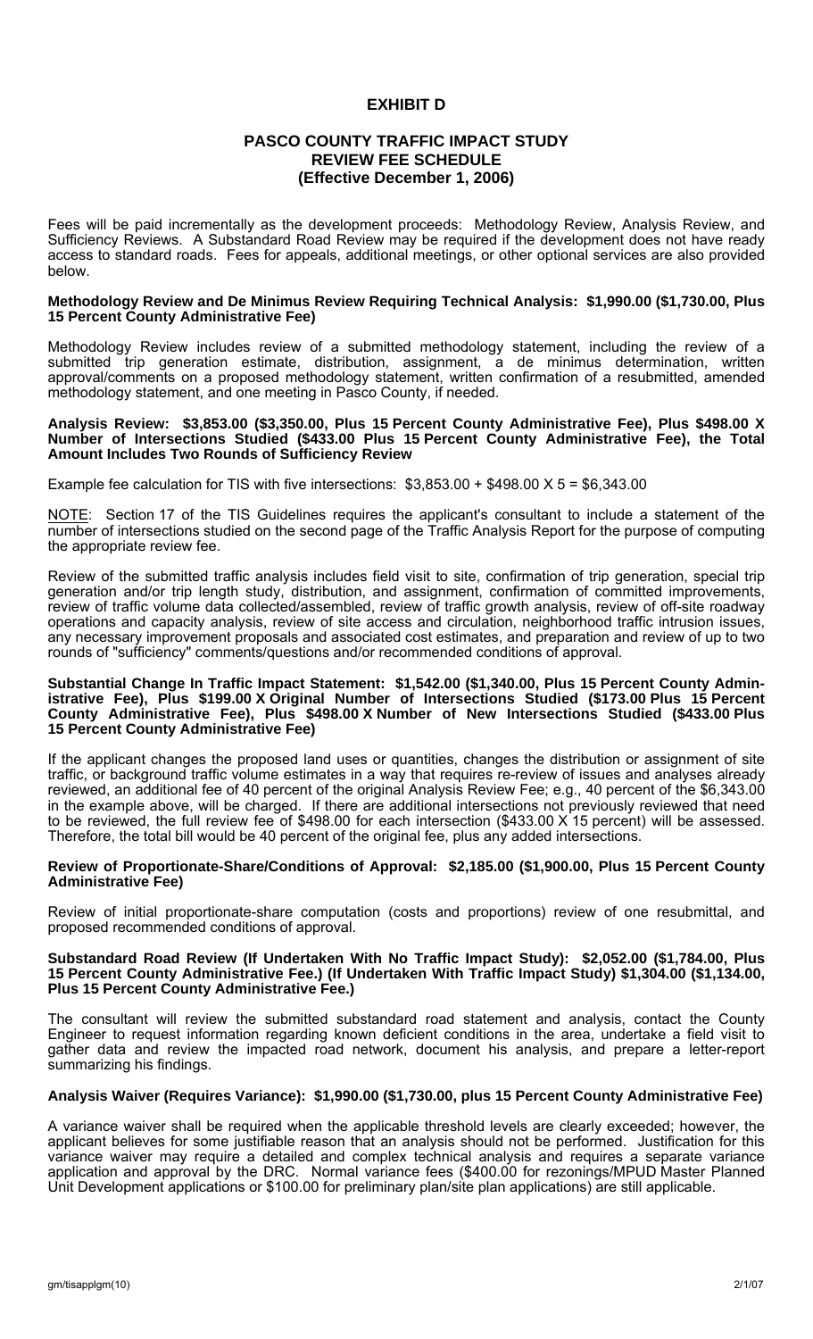# EXHIBIT D

## PASCO COUNTY TRAFFIC IMPACT STUDY REVIEW FEE SCHEDULE (Effective December 1, 2006)

Fees will be paid incrementally as the development proceeds: Methodology Review, Analysis Review, and Sufficiency Reviews. A Substandard Road Review may be required if the development does not have ready access to standard roads. Fees for appeals, additional meetings, or other optional services are also provided below.

**Methodology Review and De Minimus Review Requiring Technical Analysis: $1,990.00 ($1,730.00, Plus 15 Percent County Administrative Fee)**

Methodology Review includes review of a submitted methodology statement, including the review of a submitted trip generation estimate, distribution, assignment, a de minimus determination, written approval/comments on a proposed methodology statement, written confirmation of a resubmitted, amended methodology statement, and one meeting in Pasco County, if needed.

**Analysis Review: $3,853.00 ($3,350.00, Plus 15 Percent County Administrative Fee), Plus $498.00 X Number of Intersections Studied ($433.00 Plus 15 Percent County Administrative Fee), the Total Amount Includes Two Rounds of Sufficiency Review**

Example fee calculation for TIS with five intersections: $3,853.00 + $498.00 X 5 = $6,343.00

NOTE: Section 17 of the TIS Guidelines requires the applicant's consultant to include a statement of the number of intersections studied on the second page of the Traffic Analysis Report for the purpose of computing the appropriate review fee.

Review of the submitted traffic analysis includes field visit to site, confirmation of trip generation, special trip generation and/or trip length study, distribution, and assignment, confirmation of committed improvements, review of traffic volume data collected/assembled, review of traffic growth analysis, review of off-site roadway operations and capacity analysis, review of site access and circulation, neighborhood traffic intrusion issues, any necessary improvement proposals and associated cost estimates, and preparation and review of up to two rounds of "sufficiency" comments/questions and/or recommended conditions of approval.

**Substantial Change In Traffic Impact Statement: $1,542.00 ($1,340.00, Plus 15 Percent County Administrative Fee), Plus $199.00 X Original Number of Intersections Studied ($173.00 Plus 15 Percent County Administrative Fee), Plus $498.00 X Number of New Intersections Studied ($433.00 Plus 15 Percent County Administrative Fee)**

If the applicant changes the proposed land uses or quantities, changes the distribution or assignment of site traffic, or background traffic volume estimates in a way that requires re-review of issues and analyses already reviewed, an additional fee of 40 percent of the original Analysis Review Fee; e.g., 40 percent of the $6,343.00 in the example above, will be charged. If there are additional intersections not previously reviewed that need to be reviewed, the full review fee of $498.00 for each intersection ($433.00 X 15 percent) will be assessed. Therefore, the total bill would be 40 percent of the original fee, plus any added intersections.

**Review of Proportionate-Share/Conditions of Approval: $2,185.00 ($1,900.00, Plus 15 Percent County Administrative Fee)**

Review of initial proportionate-share computation (costs and proportions) review of one resubmittal, and proposed recommended conditions of approval.

**Substandard Road Review (If Undertaken With No Traffic Impact Study): $2,052.00 ($1,784.00, Plus 15 Percent County Administrative Fee.) (If Undertaken With Traffic Impact Study) $1,304.00 ($1,134.00, Plus 15 Percent County Administrative Fee.)**

The consultant will review the submitted substandard road statement and analysis, contact the County Engineer to request information regarding known deficient conditions in the area, undertake a field visit to gather data and review the impacted road network, document his analysis, and prepare a letter-report summarizing his findings.

**Analysis Waiver (Requires Variance): $1,990.00 ($1,730.00, plus 15 Percent County Administrative Fee)**

A variance waiver shall be required when the applicable threshold levels are clearly exceeded; however, the applicant believes for some justifiable reason that an analysis should not be performed. Justification for this variance waiver may require a detailed and complex technical analysis and requires a separate variance application and approval by the DRC. Normal variance fees ($400.00 for rezonings/MPUD Master Planned Unit Development applications or $100.00 for preliminary plan/site plan applications) are still applicable.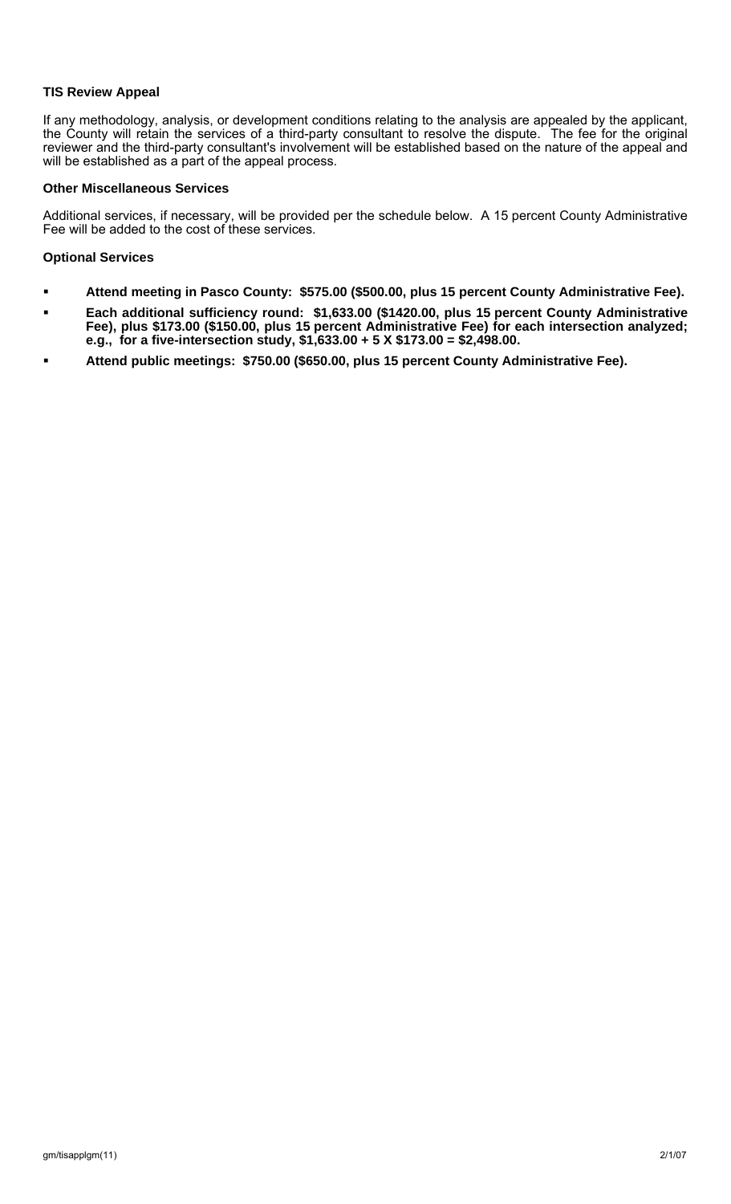**TIS Review Appeal**

If any methodology, analysis, or development conditions relating to the analysis are appealed by the applicant, the County will retain the services of a third-party consultant to resolve the dispute. The fee for the original reviewer and the third-party consultant's involvement will be established based on the nature of the appeal and will be established as a part of the appeal process.

**Other Miscellaneous Services**

Additional services, if necessary, will be provided per the schedule below. A 15 percent County Administrative Fee will be added to the cost of these services.

**Optional Services**

- **Attend meeting in Pasco County: $575.00 ($500.00, plus 15 percent County Administrative Fee).**
- **Each additional sufficiency round: $1,633.00 ($1420.00, plus 15 percent County Administrative Fee), plus $173.00 ($150.00, plus 15 percent Administrative Fee) for each intersection analyzed; e.g., for a five-intersection study, $1,633.00 + 5 X $173.00 = $2,498.00.**
- **Attend public meetings: $750.00 ($650.00, plus 15 percent County Administrative Fee).**

gm/tisapplgm(11) 2/1/07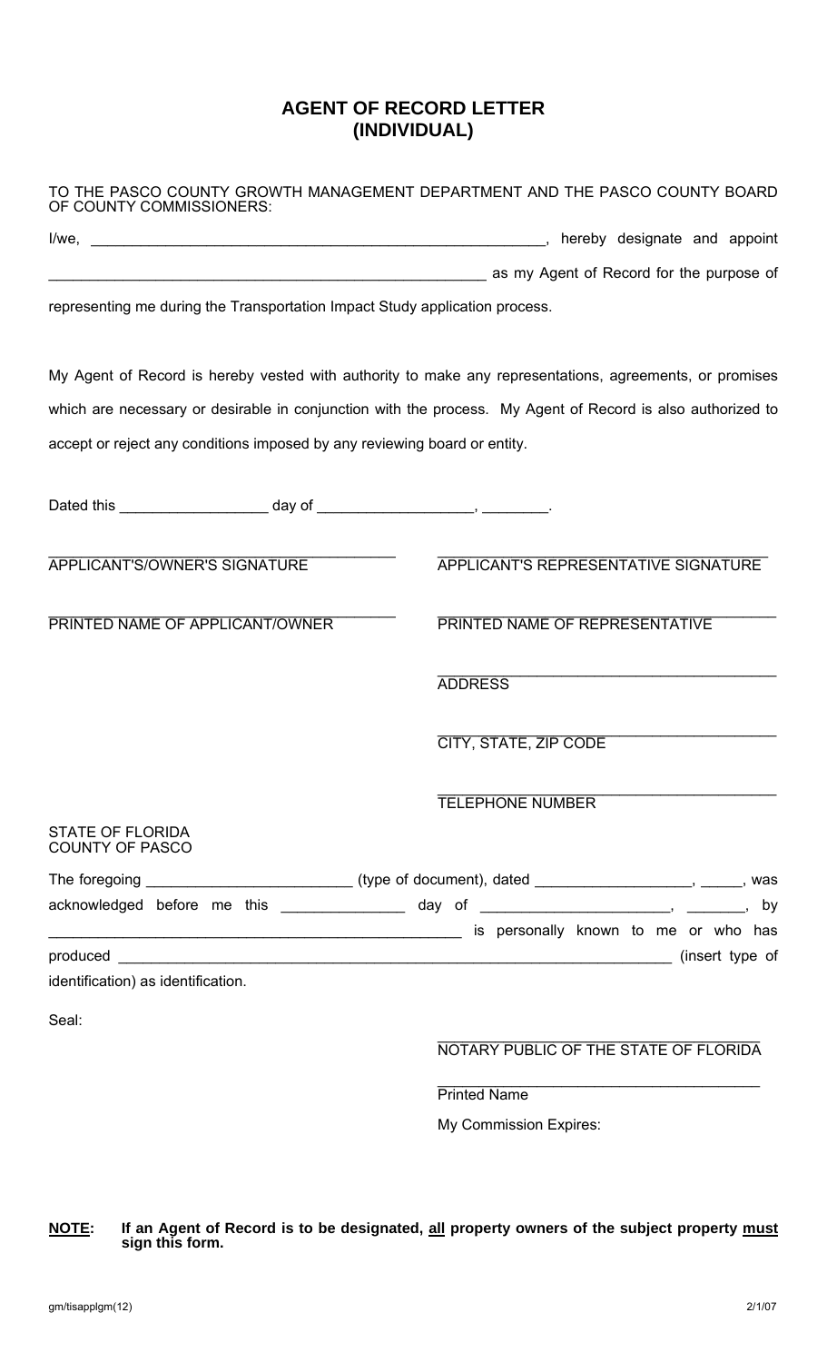# AGENT OF RECORD LETTER
# (INDIVIDUAL)

TO THE PASCO COUNTY GROWTH MANAGEMENT DEPARTMENT AND THE PASCO COUNTY BOARD OF COUNTY COMMISSIONERS:

I/we, ________________________________________________________, hereby designate and appoint ______________________________________________________ as my Agent of Record for the purpose of representing me during the Transportation Impact Study application process.

My Agent of Record is hereby vested with authority to make any representations, agreements, or promises which are necessary or desirable in conjunction with the process. My Agent of Record is also authorized to accept or reject any conditions imposed by any reviewing board or entity.

Dated this __________________ day of ___________________, ________.

| | |
|---|---|
| ______________________________________<br>APPLICANT'S/OWNER'S SIGNATURE | ______________________________________<br>APPLICANT'S REPRESENTATIVE SIGNATURE |
| ______________________________________<br>PRINTED NAME OF APPLICANT/OWNER | ______________________________________<br>PRINTED NAME OF REPRESENTATIVE |
| | ______________________________________<br>ADDRESS |
| | ______________________________________<br>CITY, STATE, ZIP CODE |
| | ______________________________________<br>TELEPHONE NUMBER |

STATE OF FLORIDA
COUNTY OF PASCO

The foregoing ________________________ (type of document), dated __________________, _____, was acknowledged before me this _______________ day of ______________________, _______, by __________________________________________________ is personally known to me or who has produced ____________________________________________________________________ (insert type of identification) as identification.

Seal:

______________________________________
NOTARY PUBLIC OF THE STATE OF FLORIDA

______________________________________
Printed Name

My Commission Expires:

**NOTE: If an Agent of Record is to be designated, all property owners of the subject property must sign this form.**

gm/tisapplgm(12) 2/1/07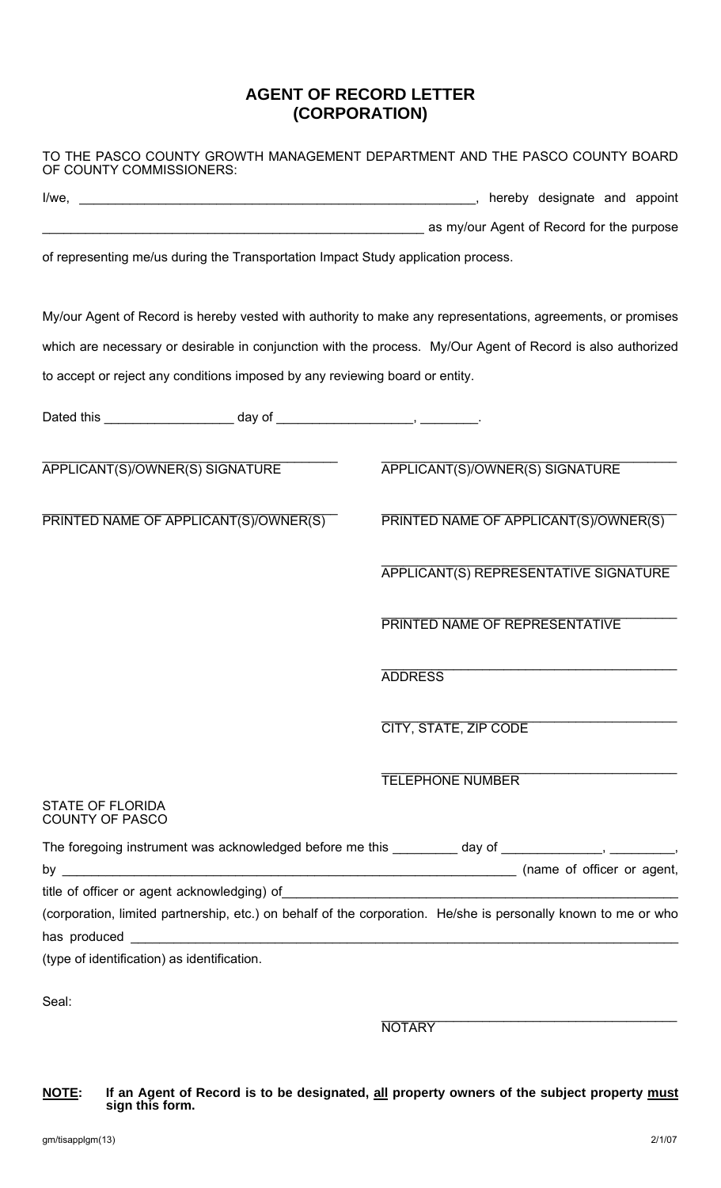# AGENT OF RECORD LETTER
# (CORPORATION)

TO THE PASCO COUNTY GROWTH MANAGEMENT DEPARTMENT AND THE PASCO COUNTY BOARD OF COUNTY COMMISSIONERS:

I/we, ________________________________________________________, hereby designate and appoint ________________________________________________________ as my/our Agent of Record for the purpose of representing me/us during the Transportation Impact Study application process.

My/our Agent of Record is hereby vested with authority to make any representations, agreements, or promises which are necessary or desirable in conjunction with the process. My/Our Agent of Record is also authorized to accept or reject any conditions imposed by any reviewing board or entity.

Dated this __________________ day of ___________________, ________.

| | |
|---|---|
| ______________________________ | ______________________________ |
| APPLICANT(S)/OWNER(S) SIGNATURE | APPLICANT(S)/OWNER(S) SIGNATURE |
| ______________________________ | ______________________________ |
| PRINTED NAME OF APPLICANT(S)/OWNER(S) | PRINTED NAME OF APPLICANT(S)/OWNER(S) |
| | ______________________________ |
| | APPLICANT(S) REPRESENTATIVE SIGNATURE |
| | ______________________________ |
| | PRINTED NAME OF REPRESENTATIVE |
| | ______________________________ |
| | ADDRESS |
| | ______________________________ |
| | CITY, STATE, ZIP CODE |
| | ______________________________ |
| | TELEPHONE NUMBER |

STATE OF FLORIDA
COUNTY OF PASCO

The foregoing instrument was acknowledged before me this _________ day of ______________, _________, by ________________________________________________________________ (name of officer or agent, title of officer or agent acknowledging) of________________________________________________________ (corporation, limited partnership, etc.) on behalf of the corporation. He/she is personally known to me or who has produced ________________________________________________________________ (type of identification) as identification.

Seal:

______________________________
NOTARY

**NOTE: If an Agent of Record is to be designated, all property owners of the subject property must sign this form.**

gm/tisapplgm(13) 2/1/07